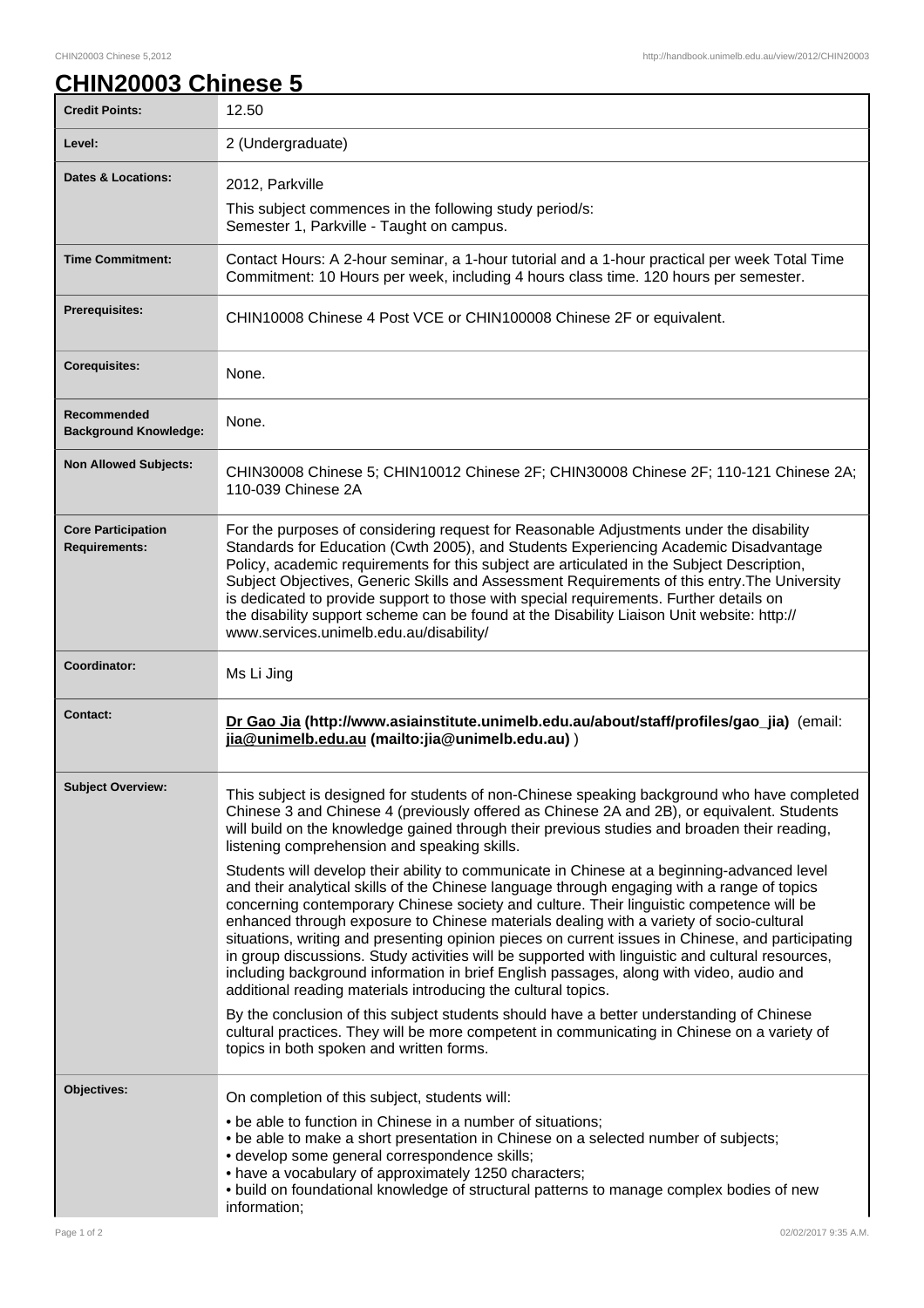# CHIN20003 Chinese 5

| | |
|---|---|
| **Credit Points:** | 12.50 |
| **Level:** | 2 (Undergraduate) |
| **Dates & Locations:** | 2012, Parkville<br>This subject commences in the following study period/s:<br>Semester 1, Parkville - Taught on campus. |
| **Time Commitment:** | Contact Hours: A 2-hour seminar, a 1-hour tutorial and a 1-hour practical per week Total Time Commitment: 10 Hours per week, including 4 hours class time. 120 hours per semester. |
| **Prerequisites:** | CHIN10008 Chinese 4 Post VCE or CHIN100008 Chinese 2F or equivalent. |
| **Corequisites:** | None. |
| **Recommended Background Knowledge:** | None. |
| **Non Allowed Subjects:** | CHIN30008 Chinese 5; CHIN10012 Chinese 2F; CHIN30008 Chinese 2F; 110-121 Chinese 2A; 110-039 Chinese 2A |
| **Core Participation Requirements:** | For the purposes of considering request for Reasonable Adjustments under the disability Standards for Education (Cwth 2005), and Students Experiencing Academic Disadvantage Policy, academic requirements for this subject are articulated in the Subject Description, Subject Objectives, Generic Skills and Assessment Requirements of this entry.The University is dedicated to provide support to those with special requirements. Further details on the disability support scheme can be found at the Disability Liaison Unit website: http://www.services.unimelb.edu.au/disability/ |
| **Coordinator:** | Ms Li Jing |
| **Contact:** | **Dr Gao Jia (http://www.asiainstitute.unimelb.edu.au/about/staff/profiles/gao_jia)** (email: **jia@unimelb.edu.au (mailto:jia@unimelb.edu.au)** ) |
| **Subject Overview:** | This subject is designed for students of non-Chinese speaking background who have completed Chinese 3 and Chinese 4 (previously offered as Chinese 2A and 2B), or equivalent. Students will build on the knowledge gained through their previous studies and broaden their reading, listening comprehension and speaking skills.<br><br>Students will develop their ability to communicate in Chinese at a beginning-advanced level and their analytical skills of the Chinese language through engaging with a range of topics concerning contemporary Chinese society and culture. Their linguistic competence will be enhanced through exposure to Chinese materials dealing with a variety of socio-cultural situations, writing and presenting opinion pieces on current issues in Chinese, and participating in group discussions. Study activities will be supported with linguistic and cultural resources, including background information in brief English passages, along with video, audio and additional reading materials introducing the cultural topics.<br><br>By the conclusion of this subject students should have a better understanding of Chinese cultural practices. They will be more competent in communicating in Chinese on a variety of topics in both spoken and written forms. |
| **Objectives:** | On completion of this subject, students will:<br>• be able to function in Chinese in a number of situations;<br>• be able to make a short presentation in Chinese on a selected number of subjects;<br>• develop some general correspondence skills;<br>• have a vocabulary of approximately 1250 characters;<br>• build on foundational knowledge of structural patterns to manage complex bodies of new information; |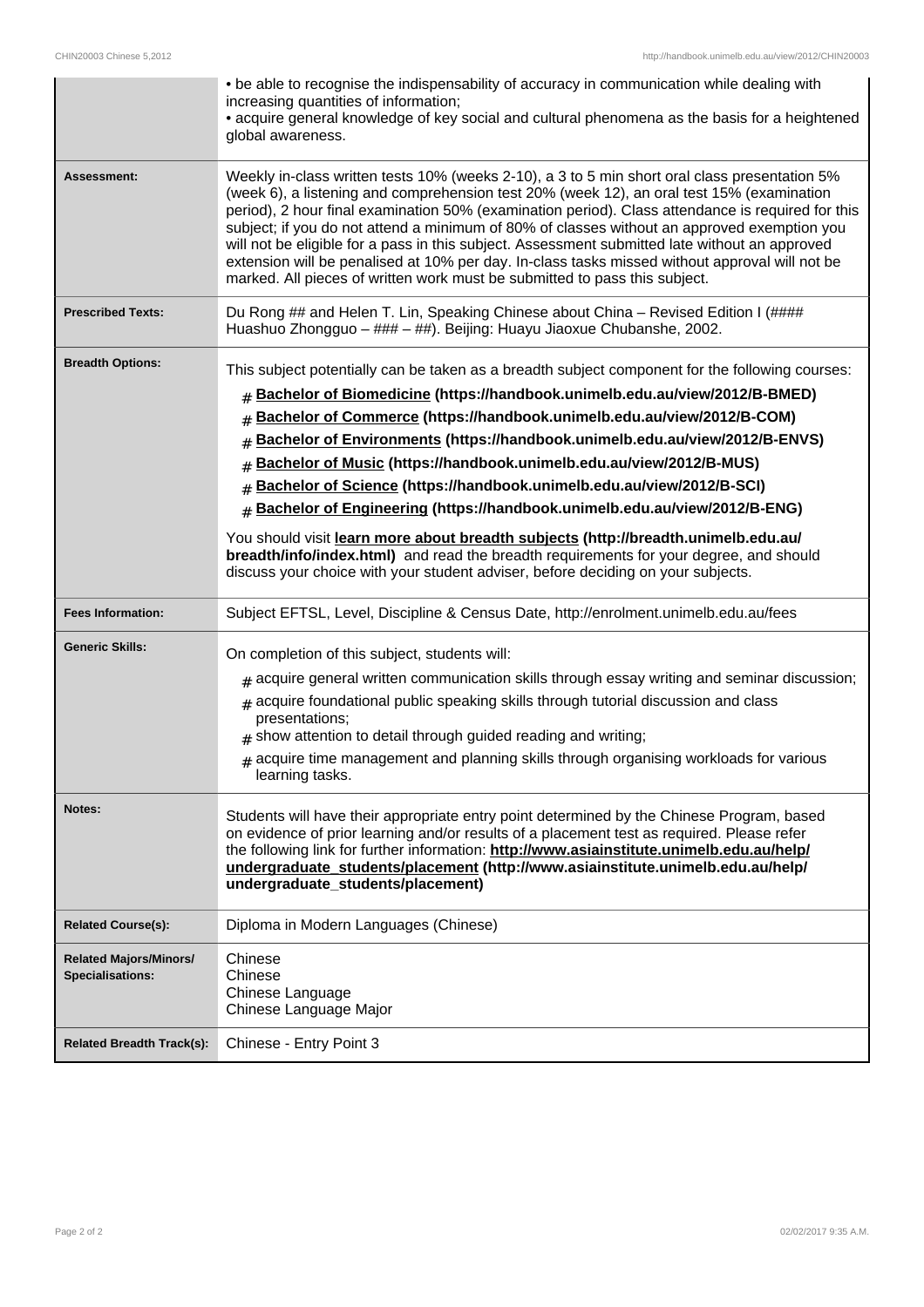| | |
|---|---|
| | • be able to recognise the indispensability of accuracy in communication while dealing with increasing quantities of information;<br>• acquire general knowledge of key social and cultural phenomena as the basis for a heightened global awareness. |
| **Assessment:** | Weekly in-class written tests 10% (weeks 2-10), a 3 to 5 min short oral class presentation 5% (week 6), a listening and comprehension test 20% (week 12), an oral test 15% (examination period), 2 hour final examination 50% (examination period). Class attendance is required for this subject; if you do not attend a minimum of 80% of classes without an approved exemption you will not be eligible for a pass in this subject. Assessment submitted late without an approved extension will be penalised at 10% per day. In-class tasks missed without approval will not be marked. All pieces of written work must be submitted to pass this subject. |
| **Prescribed Texts:** | Du Rong ## and Helen T. Lin, Speaking Chinese about China – Revised Edition I (#### Huashuo Zhongguo – ### – ##). Beijing: Huayu Jiaoxue Chubanshe, 2002. |
| **Breadth Options:** | This subject potentially can be taken as a breadth subject component for the following courses:<br># **Bachelor of Biomedicine (https://handbook.unimelb.edu.au/view/2012/B-BMED)**<br># **Bachelor of Commerce (https://handbook.unimelb.edu.au/view/2012/B-COM)**<br># **Bachelor of Environments (https://handbook.unimelb.edu.au/view/2012/B-ENVS)**<br># **Bachelor of Music (https://handbook.unimelb.edu.au/view/2012/B-MUS)**<br># **Bachelor of Science (https://handbook.unimelb.edu.au/view/2012/B-SCI)**<br># **Bachelor of Engineering (https://handbook.unimelb.edu.au/view/2012/B-ENG)**<br>You should visit **learn more about breadth subjects (http://breadth.unimelb.edu.au/breadth/info/index.html)** and read the breadth requirements for your degree, and should discuss your choice with your student adviser, before deciding on your subjects. |
| **Fees Information:** | Subject EFTSL, Level, Discipline & Census Date, http://enrolment.unimelb.edu.au/fees |
| **Generic Skills:** | On completion of this subject, students will:<br># acquire general written communication skills through essay writing and seminar discussion;<br># acquire foundational public speaking skills through tutorial discussion and class presentations;<br># show attention to detail through guided reading and writing;<br># acquire time management and planning skills through organising workloads for various learning tasks. |
| **Notes:** | Students will have their appropriate entry point determined by the Chinese Program, based on evidence of prior learning and/or results of a placement test as required. Please refer the following link for further information: **http://www.asiainstitute.unimelb.edu.au/help/undergraduate_students/placement (http://www.asiainstitute.unimelb.edu.au/help/undergraduate_students/placement)** |
| **Related Course(s):** | Diploma in Modern Languages (Chinese) |
| **Related Majors/Minors/ Specialisations:** | Chinese<br>Chinese<br>Chinese Language<br>Chinese Language Major |
| **Related Breadth Track(s):** | Chinese - Entry Point 3 |